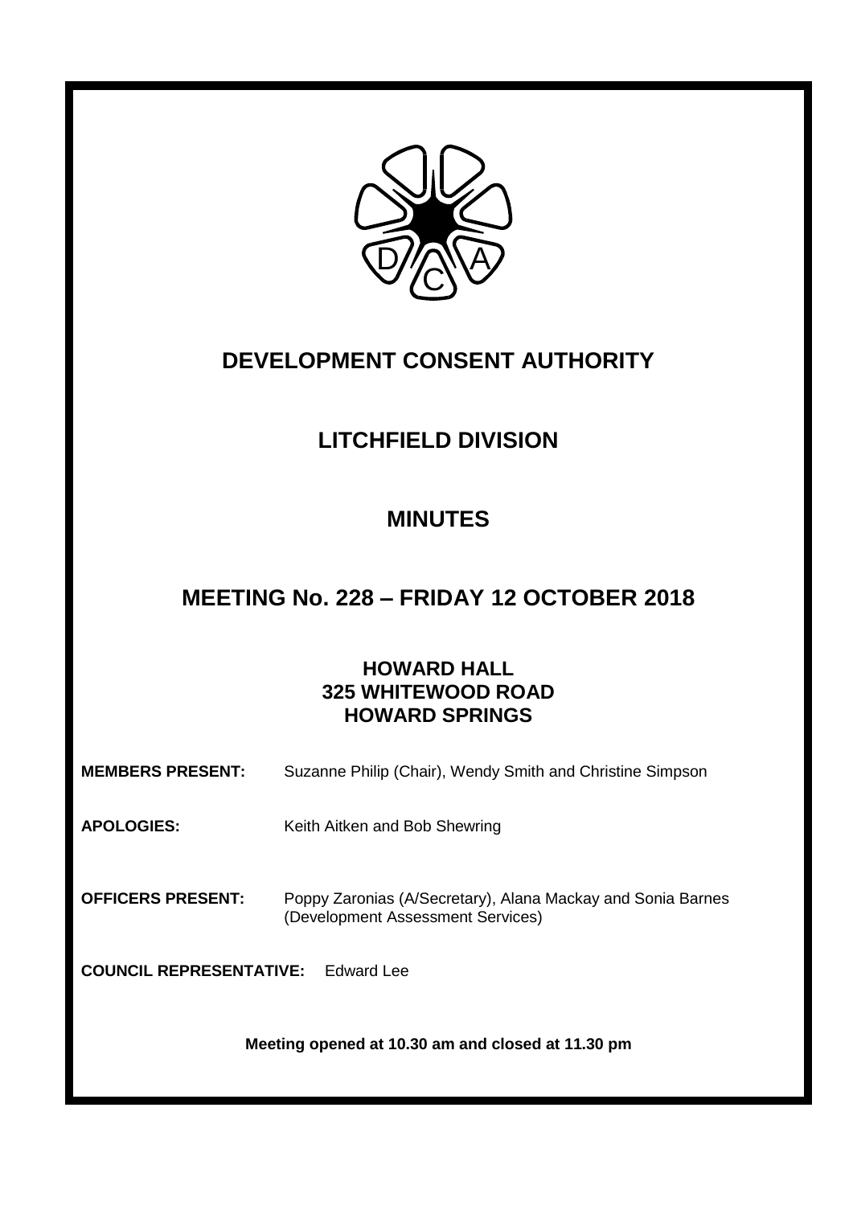# DEVELOPMENT CONSENT AUTHORITY

## LITCHFIELD DIVISION

## MINUTES

## MEETING No. 228 – FRIDAY 12 OCTOBER 2018

### HOWARD HALL
### 325 WHITEWOOD ROAD
### HOWARD SPRINGS

**MEMBERS PRESENT:** Suzanne Philip (Chair), Wendy Smith and Christine Simpson

**APOLOGIES:** Keith Aitken and Bob Shewring

**OFFICERS PRESENT:** Poppy Zaronias (A/Secretary), Alana Mackay and Sonia Barnes (Development Assessment Services)

**COUNCIL REPRESENTATIVE:** Edward Lee

**Meeting opened at 10.30 am and closed at 11.30 pm**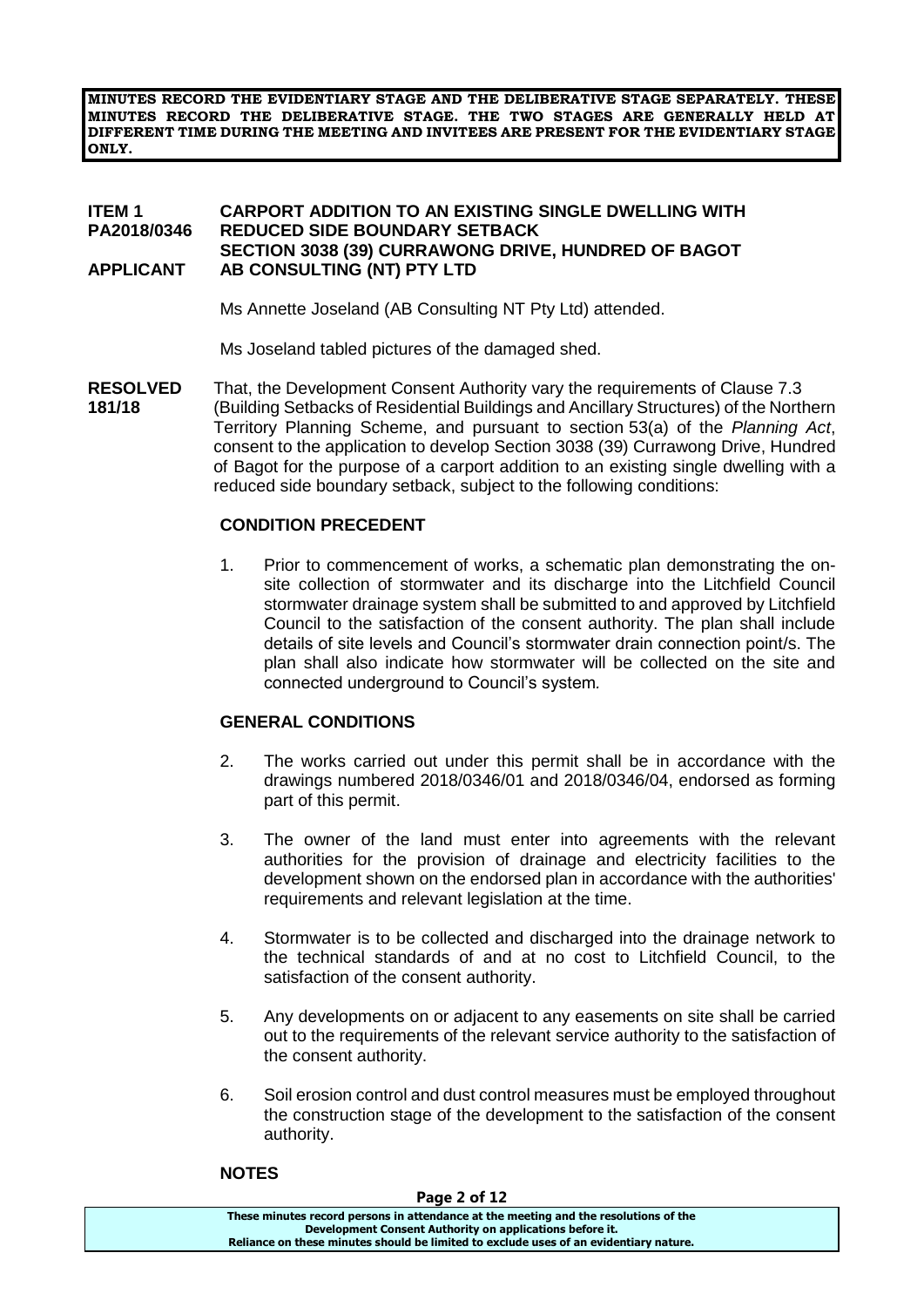**MINUTES RECORD THE EVIDENTIARY STAGE AND THE DELIBERATIVE STAGE SEPARATELY. THESE MINUTES RECORD THE DELIBERATIVE STAGE. THE TWO STAGES ARE GENERALLY HELD AT DIFFERENT TIME DURING THE MEETING AND INVITEES ARE PRESENT FOR THE EVIDENTIARY STAGE ONLY.**

**ITEM 1 CARPORT ADDITION TO AN EXISTING SINGLE DWELLING WITH**
**PA2018/0346 REDUCED SIDE BOUNDARY SETBACK**
**SECTION 3038 (39) CURRAWONG DRIVE, HUNDRED OF BAGOT**
**APPLICANT AB CONSULTING (NT) PTY LTD**

Ms Annette Joseland (AB Consulting NT Pty Ltd) attended.

Ms Joseland tabled pictures of the damaged shed.

**RESOLVED 181/18** That, the Development Consent Authority vary the requirements of Clause 7.3 (Building Setbacks of Residential Buildings and Ancillary Structures) of the Northern Territory Planning Scheme, and pursuant to section 53(a) of the *Planning Act*, consent to the application to develop Section 3038 (39) Currawong Drive, Hundred of Bagot for the purpose of a carport addition to an existing single dwelling with a reduced side boundary setback, subject to the following conditions:

**CONDITION PRECEDENT**

1. Prior to commencement of works, a schematic plan demonstrating the on-site collection of stormwater and its discharge into the Litchfield Council stormwater drainage system shall be submitted to and approved by Litchfield Council to the satisfaction of the consent authority. The plan shall include details of site levels and Council's stormwater drain connection point/s. The plan shall also indicate how stormwater will be collected on the site and connected underground to Council's system.

**GENERAL CONDITIONS**

2. The works carried out under this permit shall be in accordance with the drawings numbered 2018/0346/01 and 2018/0346/04, endorsed as forming part of this permit.

3. The owner of the land must enter into agreements with the relevant authorities for the provision of drainage and electricity facilities to the development shown on the endorsed plan in accordance with the authorities' requirements and relevant legislation at the time.

4. Stormwater is to be collected and discharged into the drainage network to the technical standards of and at no cost to Litchfield Council, to the satisfaction of the consent authority.

5. Any developments on or adjacent to any easements on site shall be carried out to the requirements of the relevant service authority to the satisfaction of the consent authority.

6. Soil erosion control and dust control measures must be employed throughout the construction stage of the development to the satisfaction of the consent authority.

**NOTES**

These minutes record persons in attendance at the meeting and the resolutions of the Development Consent Authority on applications before it.
Reliance on these minutes should be limited to exclude uses of an evidentiary nature.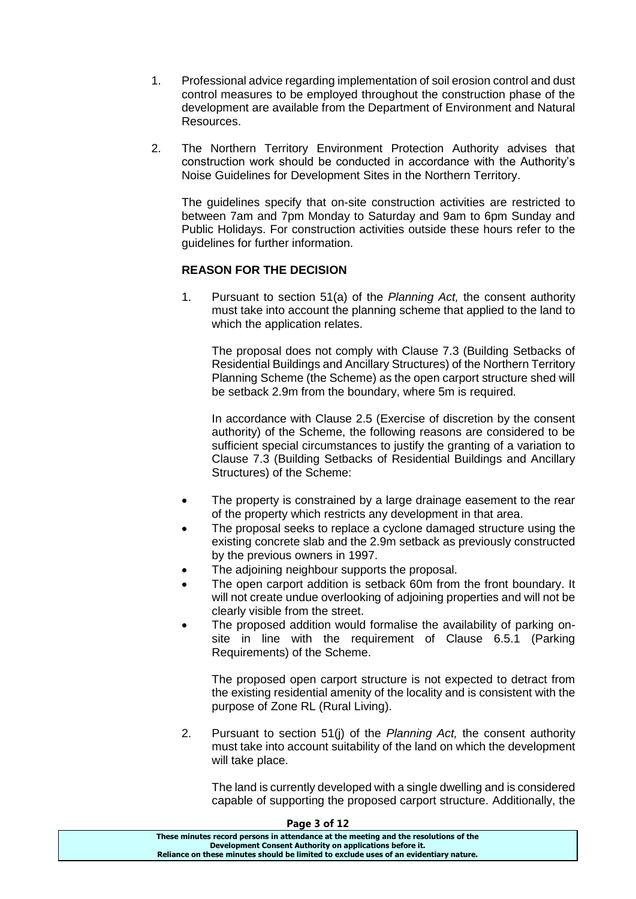1. Professional advice regarding implementation of soil erosion control and dust control measures to be employed throughout the construction phase of the development are available from the Department of Environment and Natural Resources.

2. The Northern Territory Environment Protection Authority advises that construction work should be conducted in accordance with the Authority's Noise Guidelines for Development Sites in the Northern Territory.

   The guidelines specify that on-site construction activities are restricted to between 7am and 7pm Monday to Saturday and 9am to 6pm Sunday and Public Holidays. For construction activities outside these hours refer to the guidelines for further information.

**REASON FOR THE DECISION**

1. Pursuant to section 51(a) of the *Planning Act,* the consent authority must take into account the planning scheme that applied to the land to which the application relates.

   The proposal does not comply with Clause 7.3 (Building Setbacks of Residential Buildings and Ancillary Structures) of the Northern Territory Planning Scheme (the Scheme) as the open carport structure shed will be setback 2.9m from the boundary, where 5m is required.

   In accordance with Clause 2.5 (Exercise of discretion by the consent authority) of the Scheme, the following reasons are considered to be sufficient special circumstances to justify the granting of a variation to Clause 7.3 (Building Setbacks of Residential Buildings and Ancillary Structures) of the Scheme:

   - The property is constrained by a large drainage easement to the rear of the property which restricts any development in that area.
   - The proposal seeks to replace a cyclone damaged structure using the existing concrete slab and the 2.9m setback as previously constructed by the previous owners in 1997.
   - The adjoining neighbour supports the proposal.
   - The open carport addition is setback 60m from the front boundary. It will not create undue overlooking of adjoining properties and will not be clearly visible from the street.
   - The proposed addition would formalise the availability of parking on-site in line with the requirement of Clause 6.5.1 (Parking Requirements) of the Scheme.

   The proposed open carport structure is not expected to detract from the existing residential amenity of the locality and is consistent with the purpose of Zone RL (Rural Living).

2. Pursuant to section 51(j) of the *Planning Act,* the consent authority must take into account suitability of the land on which the development will take place.

   The land is currently developed with a single dwelling and is considered capable of supporting the proposed carport structure. Additionally, the

**These minutes record persons in attendance at the meeting and the resolutions of the Development Consent Authority on applications before it. Reliance on these minutes should be limited to exclude uses of an evidentiary nature.**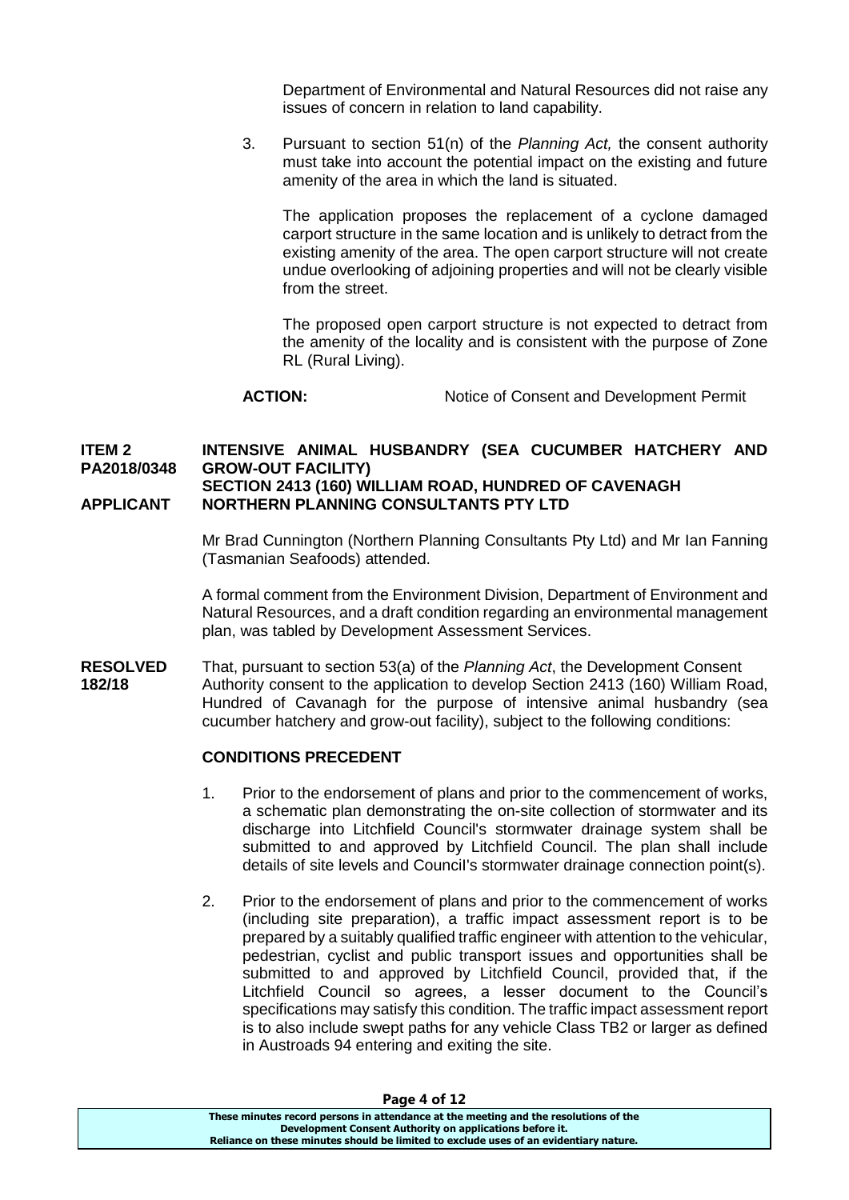Department of Environmental and Natural Resources did not raise any issues of concern in relation to land capability.

3. Pursuant to section 51(n) of the *Planning Act,* the consent authority must take into account the potential impact on the existing and future amenity of the area in which the land is situated.

   The application proposes the replacement of a cyclone damaged carport structure in the same location and is unlikely to detract from the existing amenity of the area. The open carport structure will not create undue overlooking of adjoining properties and will not be clearly visible from the street.

   The proposed open carport structure is not expected to detract from the amenity of the locality and is consistent with the purpose of Zone RL (Rural Living).

**ACTION:** Notice of Consent and Development Permit

**ITEM 2 PA2018/0348 INTENSIVE ANIMAL HUSBANDRY (SEA CUCUMBER HATCHERY AND GROW-OUT FACILITY)**
**SECTION 2413 (160) WILLIAM ROAD, HUNDRED OF CAVENAGH**
**APPLICANT NORTHERN PLANNING CONSULTANTS PTY LTD**

Mr Brad Cunnington (Northern Planning Consultants Pty Ltd) and Mr Ian Fanning (Tasmanian Seafoods) attended.

A formal comment from the Environment Division, Department of Environment and Natural Resources, and a draft condition regarding an environmental management plan, was tabled by Development Assessment Services.

**RESOLVED 182/18** That, pursuant to section 53(a) of the *Planning Act*, the Development Consent Authority consent to the application to develop Section 2413 (160) William Road, Hundred of Cavanagh for the purpose of intensive animal husbandry (sea cucumber hatchery and grow-out facility), subject to the following conditions:

**CONDITIONS PRECEDENT**

1. Prior to the endorsement of plans and prior to the commencement of works, a schematic plan demonstrating the on-site collection of stormwater and its discharge into Litchfield Council's stormwater drainage system shall be submitted to and approved by Litchfield Council. The plan shall include details of site levels and Council's stormwater drainage connection point(s).

2. Prior to the endorsement of plans and prior to the commencement of works (including site preparation), a traffic impact assessment report is to be prepared by a suitably qualified traffic engineer with attention to the vehicular, pedestrian, cyclist and public transport issues and opportunities shall be submitted to and approved by Litchfield Council, provided that, if the Litchfield Council so agrees, a lesser document to the Council's specifications may satisfy this condition. The traffic impact assessment report is to also include swept paths for any vehicle Class TB2 or larger as defined in Austroads 94 entering and exiting the site.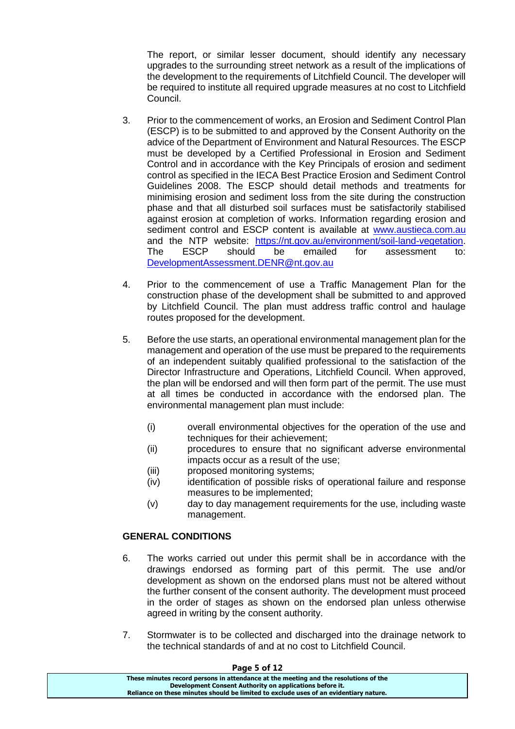The report, or similar lesser document, should identify any necessary upgrades to the surrounding street network as a result of the implications of the development to the requirements of Litchfield Council. The developer will be required to institute all required upgrade measures at no cost to Litchfield Council.

3. Prior to the commencement of works, an Erosion and Sediment Control Plan (ESCP) is to be submitted to and approved by the Consent Authority on the advice of the Department of Environment and Natural Resources. The ESCP must be developed by a Certified Professional in Erosion and Sediment Control and in accordance with the Key Principals of erosion and sediment control as specified in the IECA Best Practice Erosion and Sediment Control Guidelines 2008. The ESCP should detail methods and treatments for minimising erosion and sediment loss from the site during the construction phase and that all disturbed soil surfaces must be satisfactorily stabilised against erosion at completion of works. Information regarding erosion and sediment control and ESCP content is available at www.austieca.com.au and the NTP website: https://nt.gov.au/environment/soil-land-vegetation. The ESCP should be emailed for assessment to: DevelopmentAssessment.DENR@nt.gov.au

4. Prior to the commencement of use a Traffic Management Plan for the construction phase of the development shall be submitted to and approved by Litchfield Council. The plan must address traffic control and haulage routes proposed for the development.

5. Before the use starts, an operational environmental management plan for the management and operation of the use must be prepared to the requirements of an independent suitably qualified professional to the satisfaction of the Director Infrastructure and Operations, Litchfield Council. When approved, the plan will be endorsed and will then form part of the permit. The use must at all times be conducted in accordance with the endorsed plan. The environmental management plan must include:

   (i) overall environmental objectives for the operation of the use and techniques for their achievement;
   (ii) procedures to ensure that no significant adverse environmental impacts occur as a result of the use;
   (iii) proposed monitoring systems;
   (iv) identification of possible risks of operational failure and response measures to be implemented;
   (v) day to day management requirements for the use, including waste management.

**GENERAL CONDITIONS**

6. The works carried out under this permit shall be in accordance with the drawings endorsed as forming part of this permit. The use and/or development as shown on the endorsed plans must not be altered without the further consent of the consent authority. The development must proceed in the order of stages as shown on the endorsed plan unless otherwise agreed in writing by the consent authority.

7. Stormwater is to be collected and discharged into the drainage network to the technical standards of and at no cost to Litchfield Council.

**These minutes record persons in attendance at the meeting and the resolutions of the Development Consent Authority on applications before it. Reliance on these minutes should be limited to exclude uses of an evidentiary nature.**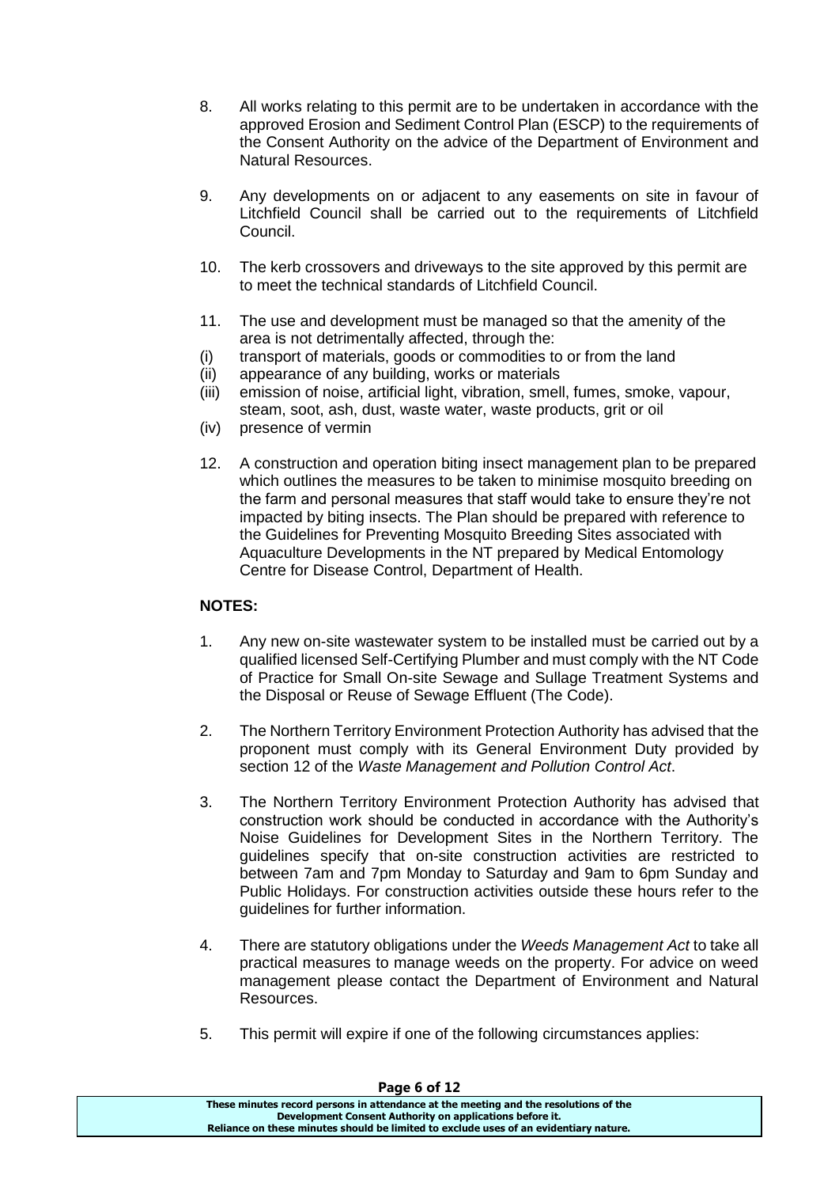8. All works relating to this permit are to be undertaken in accordance with the approved Erosion and Sediment Control Plan (ESCP) to the requirements of the Consent Authority on the advice of the Department of Environment and Natural Resources.

9. Any developments on or adjacent to any easements on site in favour of Litchfield Council shall be carried out to the requirements of Litchfield Council.

10. The kerb crossovers and driveways to the site approved by this permit are to meet the technical standards of Litchfield Council.

11. The use and development must be managed so that the amenity of the area is not detrimentally affected, through the:
    (i) transport of materials, goods or commodities to or from the land
    (ii) appearance of any building, works or materials
    (iii) emission of noise, artificial light, vibration, smell, fumes, smoke, vapour, steam, soot, ash, dust, waste water, waste products, grit or oil
    (iv) presence of vermin

12. A construction and operation biting insect management plan to be prepared which outlines the measures to be taken to minimise mosquito breeding on the farm and personal measures that staff would take to ensure they're not impacted by biting insects. The Plan should be prepared with reference to the Guidelines for Preventing Mosquito Breeding Sites associated with Aquaculture Developments in the NT prepared by Medical Entomology Centre for Disease Control, Department of Health.

**NOTES:**

1. Any new on-site wastewater system to be installed must be carried out by a qualified licensed Self-Certifying Plumber and must comply with the NT Code of Practice for Small On-site Sewage and Sullage Treatment Systems and the Disposal or Reuse of Sewage Effluent (The Code).

2. The Northern Territory Environment Protection Authority has advised that the proponent must comply with its General Environment Duty provided by section 12 of the *Waste Management and Pollution Control Act*.

3. The Northern Territory Environment Protection Authority has advised that construction work should be conducted in accordance with the Authority's Noise Guidelines for Development Sites in the Northern Territory. The guidelines specify that on-site construction activities are restricted to between 7am and 7pm Monday to Saturday and 9am to 6pm Sunday and Public Holidays. For construction activities outside these hours refer to the guidelines for further information.

4. There are statutory obligations under the *Weeds Management Act* to take all practical measures to manage weeds on the property. For advice on weed management please contact the Department of Environment and Natural Resources.

5. This permit will expire if one of the following circumstances applies: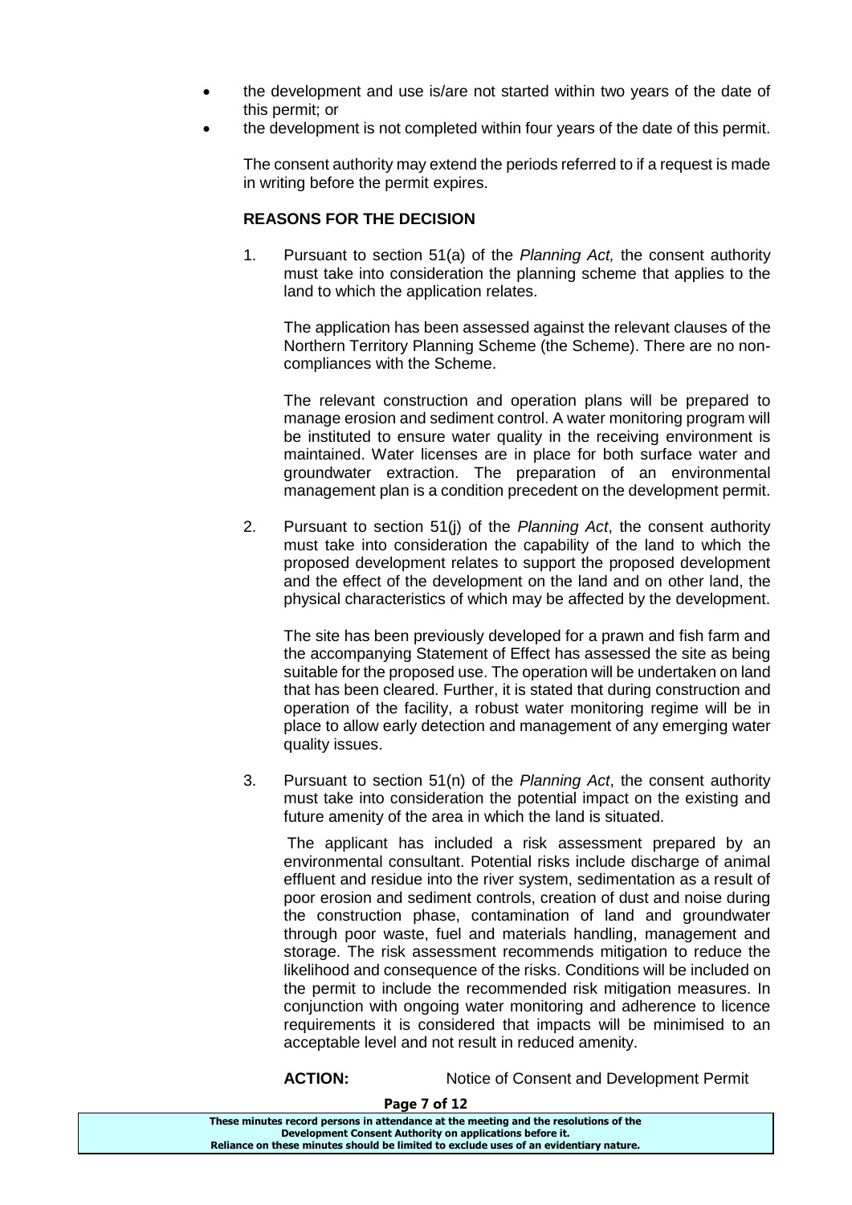- the development and use is/are not started within two years of the date of this permit; or
- the development is not completed within four years of the date of this permit.

The consent authority may extend the periods referred to if a request is made in writing before the permit expires.

**REASONS FOR THE DECISION**

1. Pursuant to section 51(a) of the *Planning Act,* the consent authority must take into consideration the planning scheme that applies to the land to which the application relates.

   The application has been assessed against the relevant clauses of the Northern Territory Planning Scheme (the Scheme). There are no non-compliances with the Scheme.

   The relevant construction and operation plans will be prepared to manage erosion and sediment control. A water monitoring program will be instituted to ensure water quality in the receiving environment is maintained. Water licenses are in place for both surface water and groundwater extraction. The preparation of an environmental management plan is a condition precedent on the development permit.

2. Pursuant to section 51(j) of the *Planning Act*, the consent authority must take into consideration the capability of the land to which the proposed development relates to support the proposed development and the effect of the development on the land and on other land, the physical characteristics of which may be affected by the development.

   The site has been previously developed for a prawn and fish farm and the accompanying Statement of Effect has assessed the site as being suitable for the proposed use. The operation will be undertaken on land that has been cleared. Further, it is stated that during construction and operation of the facility, a robust water monitoring regime will be in place to allow early detection and management of any emerging water quality issues.

3. Pursuant to section 51(n) of the *Planning Act*, the consent authority must take into consideration the potential impact on the existing and future amenity of the area in which the land is situated.

   The applicant has included a risk assessment prepared by an environmental consultant. Potential risks include discharge of animal effluent and residue into the river system, sedimentation as a result of poor erosion and sediment controls, creation of dust and noise during the construction phase, contamination of land and groundwater through poor waste, fuel and materials handling, management and storage. The risk assessment recommends mitigation to reduce the likelihood and consequence of the risks. Conditions will be included on the permit to include the recommended risk mitigation measures. In conjunction with ongoing water monitoring and adherence to licence requirements it is considered that impacts will be minimised to an acceptable level and not result in reduced amenity.

**ACTION:** Notice of Consent and Development Permit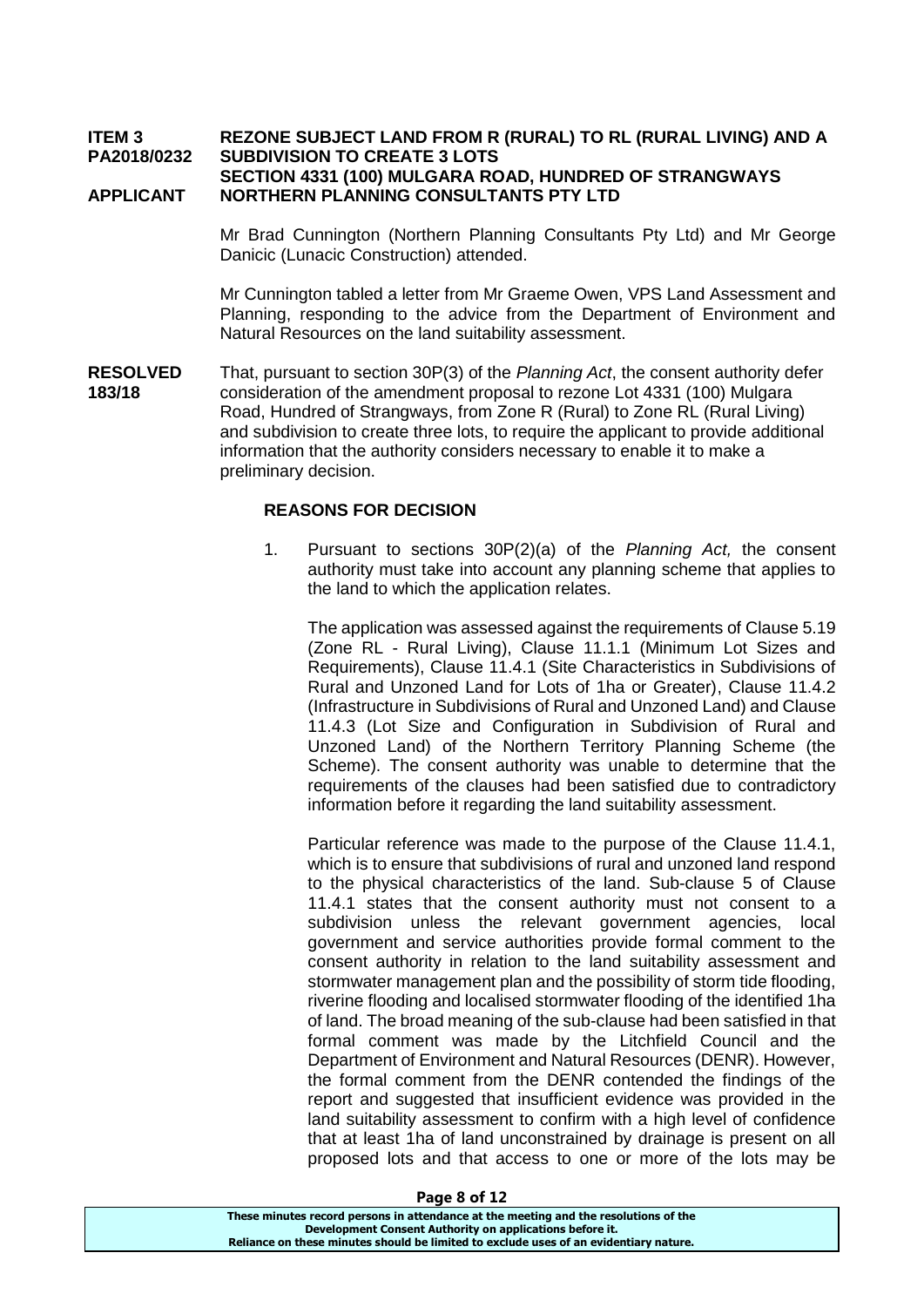**ITEM 3 PA2018/0232** **REZONE SUBJECT LAND FROM R (RURAL) TO RL (RURAL LIVING) AND A SUBDIVISION TO CREATE 3 LOTS**
**SECTION 4331 (100) MULGARA ROAD, HUNDRED OF STRANGWAYS**

**APPLICANT** **NORTHERN PLANNING CONSULTANTS PTY LTD**

Mr Brad Cunnington (Northern Planning Consultants Pty Ltd) and Mr George Danicic (Lunacic Construction) attended.

Mr Cunnington tabled a letter from Mr Graeme Owen, VPS Land Assessment and Planning, responding to the advice from the Department of Environment and Natural Resources on the land suitability assessment.

**RESOLVED 183/18** That, pursuant to section 30P(3) of the *Planning Act*, the consent authority defer consideration of the amendment proposal to rezone Lot 4331 (100) Mulgara Road, Hundred of Strangways, from Zone R (Rural) to Zone RL (Rural Living) and subdivision to create three lots, to require the applicant to provide additional information that the authority considers necessary to enable it to make a preliminary decision.

**REASONS FOR DECISION**

1. Pursuant to sections 30P(2)(a) of the *Planning Act,* the consent authority must take into account any planning scheme that applies to the land to which the application relates.

   The application was assessed against the requirements of Clause 5.19 (Zone RL - Rural Living), Clause 11.1.1 (Minimum Lot Sizes and Requirements), Clause 11.4.1 (Site Characteristics in Subdivisions of Rural and Unzoned Land for Lots of 1ha or Greater), Clause 11.4.2 (Infrastructure in Subdivisions of Rural and Unzoned Land) and Clause 11.4.3 (Lot Size and Configuration in Subdivision of Rural and Unzoned Land) of the Northern Territory Planning Scheme (the Scheme). The consent authority was unable to determine that the requirements of the clauses had been satisfied due to contradictory information before it regarding the land suitability assessment.

   Particular reference was made to the purpose of the Clause 11.4.1, which is to ensure that subdivisions of rural and unzoned land respond to the physical characteristics of the land. Sub-clause 5 of Clause 11.4.1 states that the consent authority must not consent to a subdivision unless the relevant government agencies, local government and service authorities provide formal comment to the consent authority in relation to the land suitability assessment and stormwater management plan and the possibility of storm tide flooding, riverine flooding and localised stormwater flooding of the identified 1ha of land. The broad meaning of the sub-clause had been satisfied in that formal comment was made by the Litchfield Council and the Department of Environment and Natural Resources (DENR). However, the formal comment from the DENR contended the findings of the report and suggested that insufficient evidence was provided in the land suitability assessment to confirm with a high level of confidence that at least 1ha of land unconstrained by drainage is present on all proposed lots and that access to one or more of the lots may be

These minutes record persons in attendance at the meeting and the resolutions of the Development Consent Authority on applications before it.
Reliance on these minutes should be limited to exclude uses of an evidentiary nature.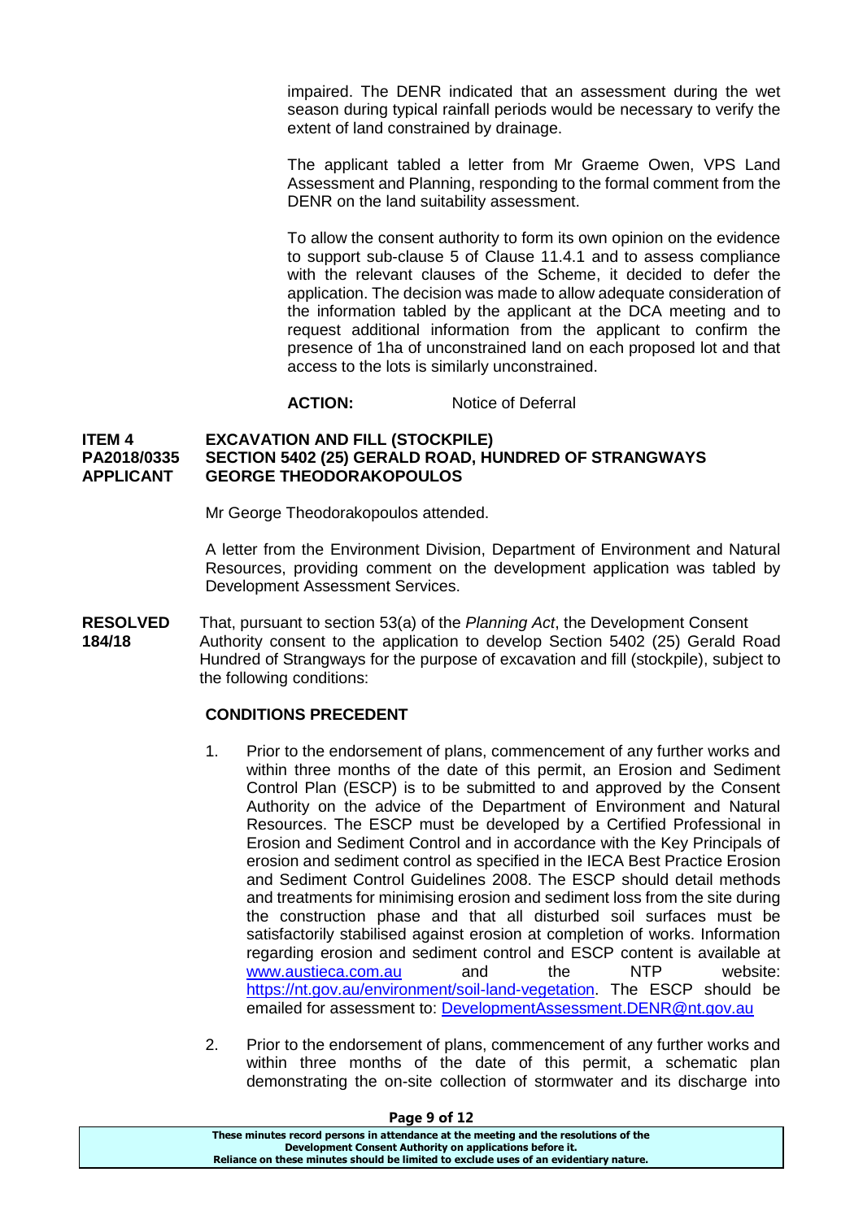impaired. The DENR indicated that an assessment during the wet season during typical rainfall periods would be necessary to verify the extent of land constrained by drainage.

The applicant tabled a letter from Mr Graeme Owen, VPS Land Assessment and Planning, responding to the formal comment from the DENR on the land suitability assessment.

To allow the consent authority to form its own opinion on the evidence to support sub-clause 5 of Clause 11.4.1 and to assess compliance with the relevant clauses of the Scheme, it decided to defer the application. The decision was made to allow adequate consideration of the information tabled by the applicant at the DCA meeting and to request additional information from the applicant to confirm the presence of 1ha of unconstrained land on each proposed lot and that access to the lots is similarly unconstrained.

**ACTION:** Notice of Deferral

**ITEM 4** **EXCAVATION AND FILL (STOCKPILE)**
**PA2018/0335** **SECTION 5402 (25) GERALD ROAD, HUNDRED OF STRANGWAYS**
**APPLICANT** **GEORGE THEODORAKOPOULOS**

Mr George Theodorakopoulos attended.

A letter from the Environment Division, Department of Environment and Natural Resources, providing comment on the development application was tabled by Development Assessment Services.

**RESOLVED 184/18**

That, pursuant to section 53(a) of the *Planning Act*, the Development Consent Authority consent to the application to develop Section 5402 (25) Gerald Road Hundred of Strangways for the purpose of excavation and fill (stockpile), subject to the following conditions:

**CONDITIONS PRECEDENT**

1. Prior to the endorsement of plans, commencement of any further works and within three months of the date of this permit, an Erosion and Sediment Control Plan (ESCP) is to be submitted to and approved by the Consent Authority on the advice of the Department of Environment and Natural Resources. The ESCP must be developed by a Certified Professional in Erosion and Sediment Control and in accordance with the Key Principals of erosion and sediment control as specified in the IECA Best Practice Erosion and Sediment Control Guidelines 2008. The ESCP should detail methods and treatments for minimising erosion and sediment loss from the site during the construction phase and that all disturbed soil surfaces must be satisfactorily stabilised against erosion at completion of works. Information regarding erosion and sediment control and ESCP content is available at www.austieca.com.au and the NTP website: https://nt.gov.au/environment/soil-land-vegetation. The ESCP should be emailed for assessment to: DevelopmentAssessment.DENR@nt.gov.au

2. Prior to the endorsement of plans, commencement of any further works and within three months of the date of this permit, a schematic plan demonstrating the on-site collection of stormwater and its discharge into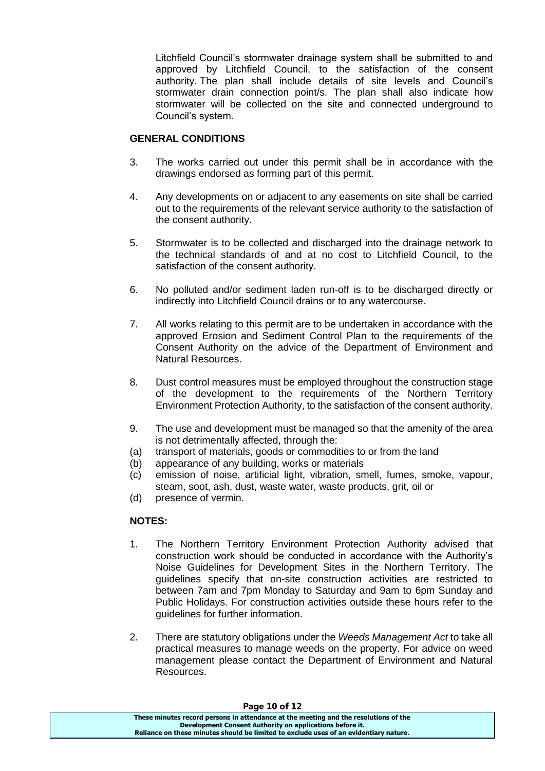Litchfield Council's stormwater drainage system shall be submitted to and approved by Litchfield Council, to the satisfaction of the consent authority. The plan shall include details of site levels and Council's stormwater drain connection point/s. The plan shall also indicate how stormwater will be collected on the site and connected underground to Council's system.

**GENERAL CONDITIONS**

3. The works carried out under this permit shall be in accordance with the drawings endorsed as forming part of this permit.

4. Any developments on or adjacent to any easements on site shall be carried out to the requirements of the relevant service authority to the satisfaction of the consent authority.

5. Stormwater is to be collected and discharged into the drainage network to the technical standards of and at no cost to Litchfield Council, to the satisfaction of the consent authority.

6. No polluted and/or sediment laden run-off is to be discharged directly or indirectly into Litchfield Council drains or to any watercourse.

7. All works relating to this permit are to be undertaken in accordance with the approved Erosion and Sediment Control Plan to the requirements of the Consent Authority on the advice of the Department of Environment and Natural Resources.

8. Dust control measures must be employed throughout the construction stage of the development to the requirements of the Northern Territory Environment Protection Authority, to the satisfaction of the consent authority.

9. The use and development must be managed so that the amenity of the area is not detrimentally affected, through the:
   (a) transport of materials, goods or commodities to or from the land
   (b) appearance of any building, works or materials
   (c) emission of noise, artificial light, vibration, smell, fumes, smoke, vapour, steam, soot, ash, dust, waste water, waste products, grit, oil or
   (d) presence of vermin.

**NOTES:**

1. The Northern Territory Environment Protection Authority advised that construction work should be conducted in accordance with the Authority's Noise Guidelines for Development Sites in the Northern Territory. The guidelines specify that on-site construction activities are restricted to between 7am and 7pm Monday to Saturday and 9am to 6pm Sunday and Public Holidays. For construction activities outside these hours refer to the guidelines for further information.

2. There are statutory obligations under the *Weeds Management Act* to take all practical measures to manage weeds on the property. For advice on weed management please contact the Department of Environment and Natural Resources.

**These minutes record persons in attendance at the meeting and the resolutions of the Development Consent Authority on applications before it. Reliance on these minutes should be limited to exclude uses of an evidentiary nature.**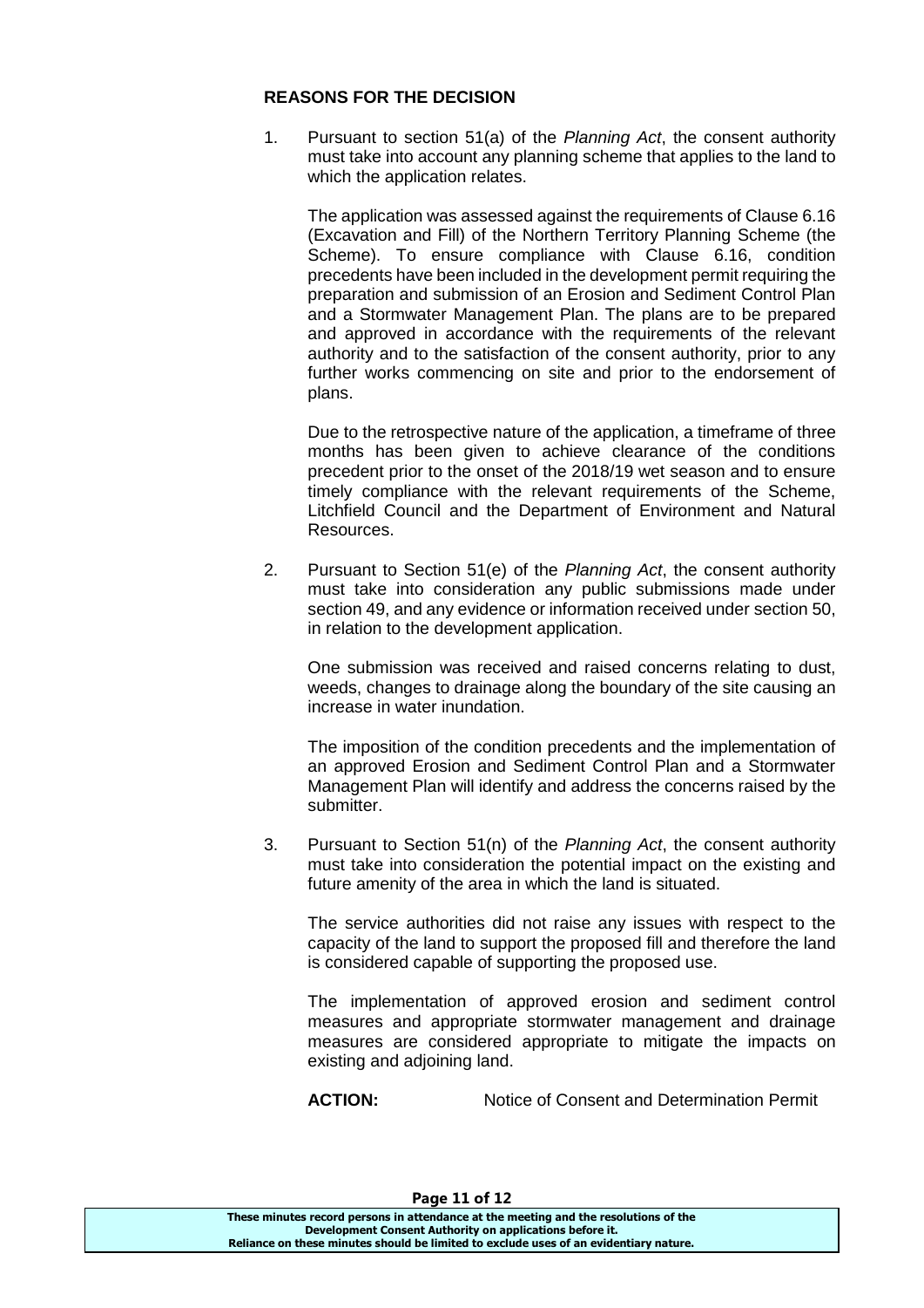**REASONS FOR THE DECISION**

1. Pursuant to section 51(a) of the *Planning Act*, the consent authority must take into account any planning scheme that applies to the land to which the application relates.

   The application was assessed against the requirements of Clause 6.16 (Excavation and Fill) of the Northern Territory Planning Scheme (the Scheme). To ensure compliance with Clause 6.16, condition precedents have been included in the development permit requiring the preparation and submission of an Erosion and Sediment Control Plan and a Stormwater Management Plan. The plans are to be prepared and approved in accordance with the requirements of the relevant authority and to the satisfaction of the consent authority, prior to any further works commencing on site and prior to the endorsement of plans.

   Due to the retrospective nature of the application, a timeframe of three months has been given to achieve clearance of the conditions precedent prior to the onset of the 2018/19 wet season and to ensure timely compliance with the relevant requirements of the Scheme, Litchfield Council and the Department of Environment and Natural Resources.

2. Pursuant to Section 51(e) of the *Planning Act*, the consent authority must take into consideration any public submissions made under section 49, and any evidence or information received under section 50, in relation to the development application.

   One submission was received and raised concerns relating to dust, weeds, changes to drainage along the boundary of the site causing an increase in water inundation.

   The imposition of the condition precedents and the implementation of an approved Erosion and Sediment Control Plan and a Stormwater Management Plan will identify and address the concerns raised by the submitter.

3. Pursuant to Section 51(n) of the *Planning Act*, the consent authority must take into consideration the potential impact on the existing and future amenity of the area in which the land is situated.

   The service authorities did not raise any issues with respect to the capacity of the land to support the proposed fill and therefore the land is considered capable of supporting the proposed use.

   The implementation of approved erosion and sediment control measures and appropriate stormwater management and drainage measures are considered appropriate to mitigate the impacts on existing and adjoining land.

   **ACTION:** Notice of Consent and Determination Permit

These minutes record persons in attendance at the meeting and the resolutions of the Development Consent Authority on applications before it.
Reliance on these minutes should be limited to exclude uses of an evidentiary nature.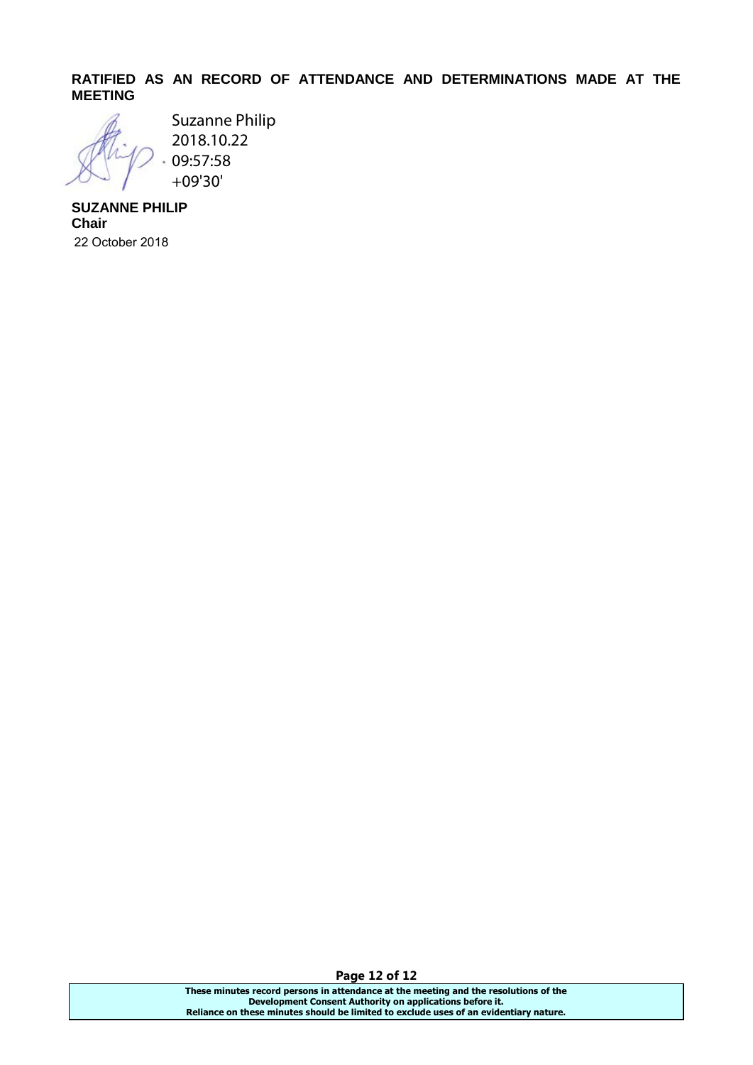**RATIFIED AS AN RECORD OF ATTENDANCE AND DETERMINATIONS MADE AT THE MEETING**

Suzanne Philip
2018.10.22
09:57:58
+09'30'

**SUZANNE PHILIP**
**Chair**
22 October 2018

**These minutes record persons in attendance at the meeting and the resolutions of the Development Consent Authority on applications before it.**
**Reliance on these minutes should be limited to exclude uses of an evidentiary nature.**